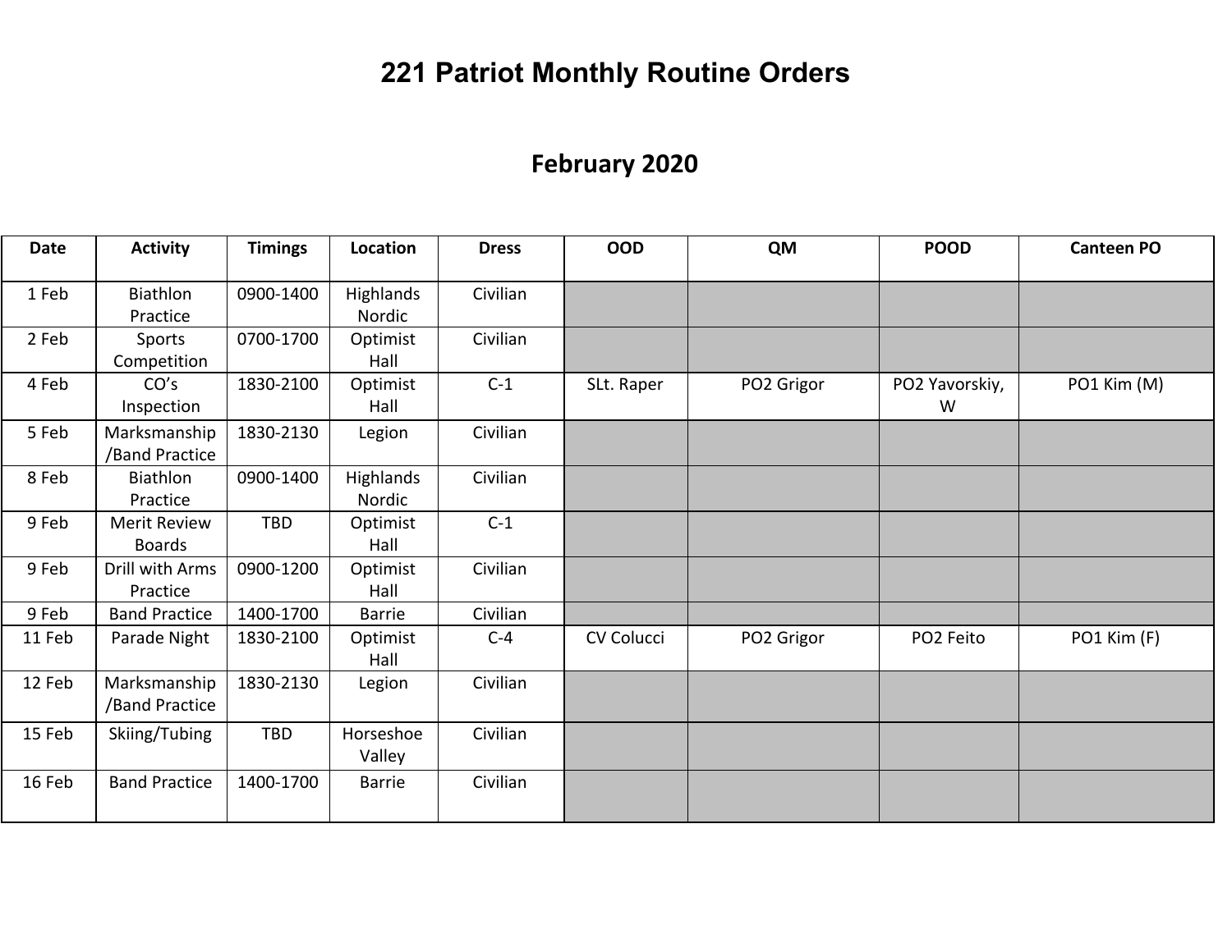# 221 Patriot Monthly Routine Orders

## February 2020

| Date | Activity | Timings | Location | Dress | OOD | QM | POOD | Canteen PO |
|---|---|---|---|---|---|---|---|---|
| 1 Feb | Biathlon Practice | 0900-1400 | Highlands Nordic | Civilian | | | | |
| 2 Feb | Sports Competition | 0700-1700 | Optimist Hall | Civilian | | | | |
| 4 Feb | CO's Inspection | 1830-2100 | Optimist Hall | C-1 | SLt. Raper | PO2 Grigor | PO2 Yavorskiy, W | PO1 Kim (M) |
| 5 Feb | Marksmanship /Band Practice | 1830-2130 | Legion | Civilian | | | | |
| 8 Feb | Biathlon Practice | 0900-1400 | Highlands Nordic | Civilian | | | | |
| 9 Feb | Merit Review Boards | TBD | Optimist Hall | C-1 | | | | |
| 9 Feb | Drill with Arms Practice | 0900-1200 | Optimist Hall | Civilian | | | | |
| 9 Feb | Band Practice | 1400-1700 | Barrie | Civilian | | | | |
| 11 Feb | Parade Night | 1830-2100 | Optimist Hall | C-4 | CV Colucci | PO2 Grigor | PO2 Feito | PO1 Kim (F) |
| 12 Feb | Marksmanship /Band Practice | 1830-2130 | Legion | Civilian | | | | |
| 15 Feb | Skiing/Tubing | TBD | Horseshoe Valley | Civilian | | | | |
| 16 Feb | Band Practice | 1400-1700 | Barrie | Civilian | | | | |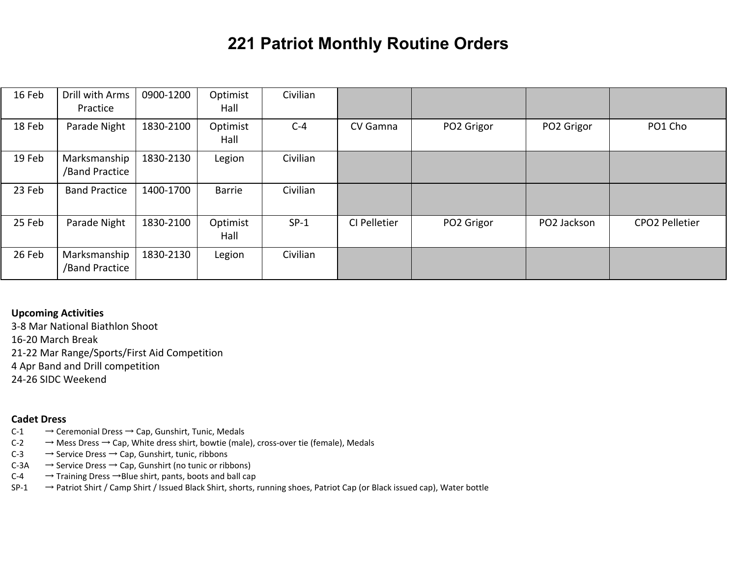# 221 Patriot Monthly Routine Orders

| | | | | | | | | |
|---|---|---|---|---|---|---|---|---|
| 16 Feb | Drill with Arms Practice | 0900-1200 | Optimist Hall | Civilian | | | | |
| 18 Feb | Parade Night | 1830-2100 | Optimist Hall | C-4 | CV Gamna | PO2 Grigor | PO2 Grigor | PO1 Cho |
| 19 Feb | Marksmanship /Band Practice | 1830-2130 | Legion | Civilian | | | | |
| 23 Feb | Band Practice | 1400-1700 | Barrie | Civilian | | | | |
| 25 Feb | Parade Night | 1830-2100 | Optimist Hall | SP-1 | CI Pelletier | PO2 Grigor | PO2 Jackson | CPO2 Pelletier |
| 26 Feb | Marksmanship /Band Practice | 1830-2130 | Legion | Civilian | | | | |

**Upcoming Activities**

3-8 Mar National Biathlon Shoot
16-20 March Break
21-22 Mar Range/Sports/First Aid Competition
4 Apr Band and Drill competition
24-26 SIDC Weekend

**Cadet Dress**

C-1 → Ceremonial Dress → Cap, Gunshirt, Tunic, Medals
C-2 → Mess Dress → Cap, White dress shirt, bowtie (male), cross-over tie (female), Medals
C-3 → Service Dress → Cap, Gunshirt, tunic, ribbons
C-3A → Service Dress → Cap, Gunshirt (no tunic or ribbons)
C-4 → Training Dress →Blue shirt, pants, boots and ball cap
SP-1 → Patriot Shirt / Camp Shirt / Issued Black Shirt, shorts, running shoes, Patriot Cap (or Black issued cap), Water bottle